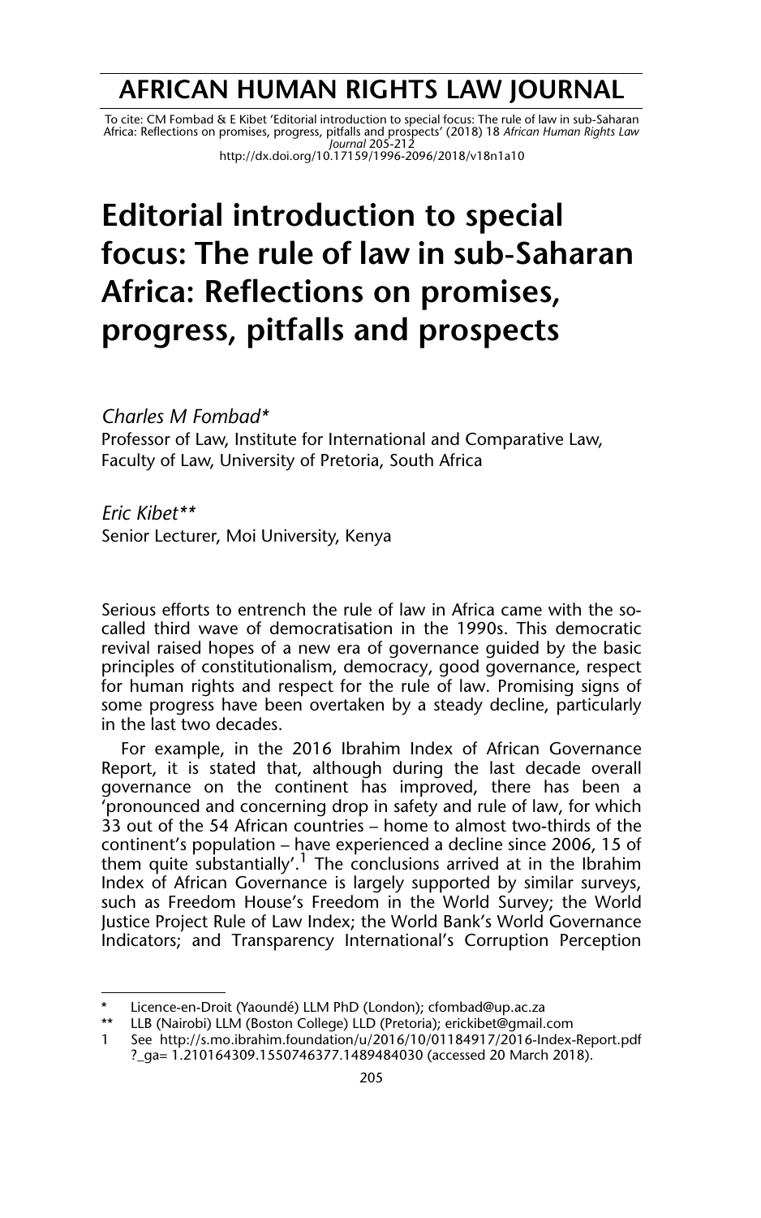# AFRICAN HUMAN RIGHTS LAW JOURNAL

To cite: CM Fombad & E Kibet 'Editorial introduction to special focus: The rule of law in sub-Saharan Africa: Reflections on promises, progress, pitfalls and prospects' (2018) 18 *African Human Rights Law Journal* 205-212
http://dx.doi.org/10.17159/1996-2096/2018/v18n1a10

# Editorial introduction to special focus: The rule of law in sub-Saharan Africa: Reflections on promises, progress, pitfalls and prospects

*Charles M Fombad\**
Professor of Law, Institute for International and Comparative Law, Faculty of Law, University of Pretoria, South Africa

*Eric Kibet\*\**
Senior Lecturer, Moi University, Kenya

Serious efforts to entrench the rule of law in Africa came with the so-called third wave of democratisation in the 1990s. This democratic revival raised hopes of a new era of governance guided by the basic principles of constitutionalism, democracy, good governance, respect for human rights and respect for the rule of law. Promising signs of some progress have been overtaken by a steady decline, particularly in the last two decades.

For example, in the 2016 Ibrahim Index of African Governance Report, it is stated that, although during the last decade overall governance on the continent has improved, there has been a 'pronounced and concerning drop in safety and rule of law, for which 33 out of the 54 African countries – home to almost two-thirds of the continent's population – have experienced a decline since 2006, 15 of them quite substantially'.[1] The conclusions arrived at in the Ibrahim Index of African Governance is largely supported by similar surveys, such as Freedom House's Freedom in the World Survey; the World Justice Project Rule of Law Index; the World Bank's World Governance Indicators; and Transparency International's Corruption Perception

---

\* Licence-en-Droit (Yaoundé) LLM PhD (London); cfombad@up.ac.za

\*\* LLB (Nairobi) LLM (Boston College) LLD (Pretoria); erickibet@gmail.com

1 See http://s.mo.ibrahim.foundation/u/2016/10/01184917/2016-Index-Report.pdf ?_ga= 1.210164309.1550746377.1489484030 (accessed 20 March 2018).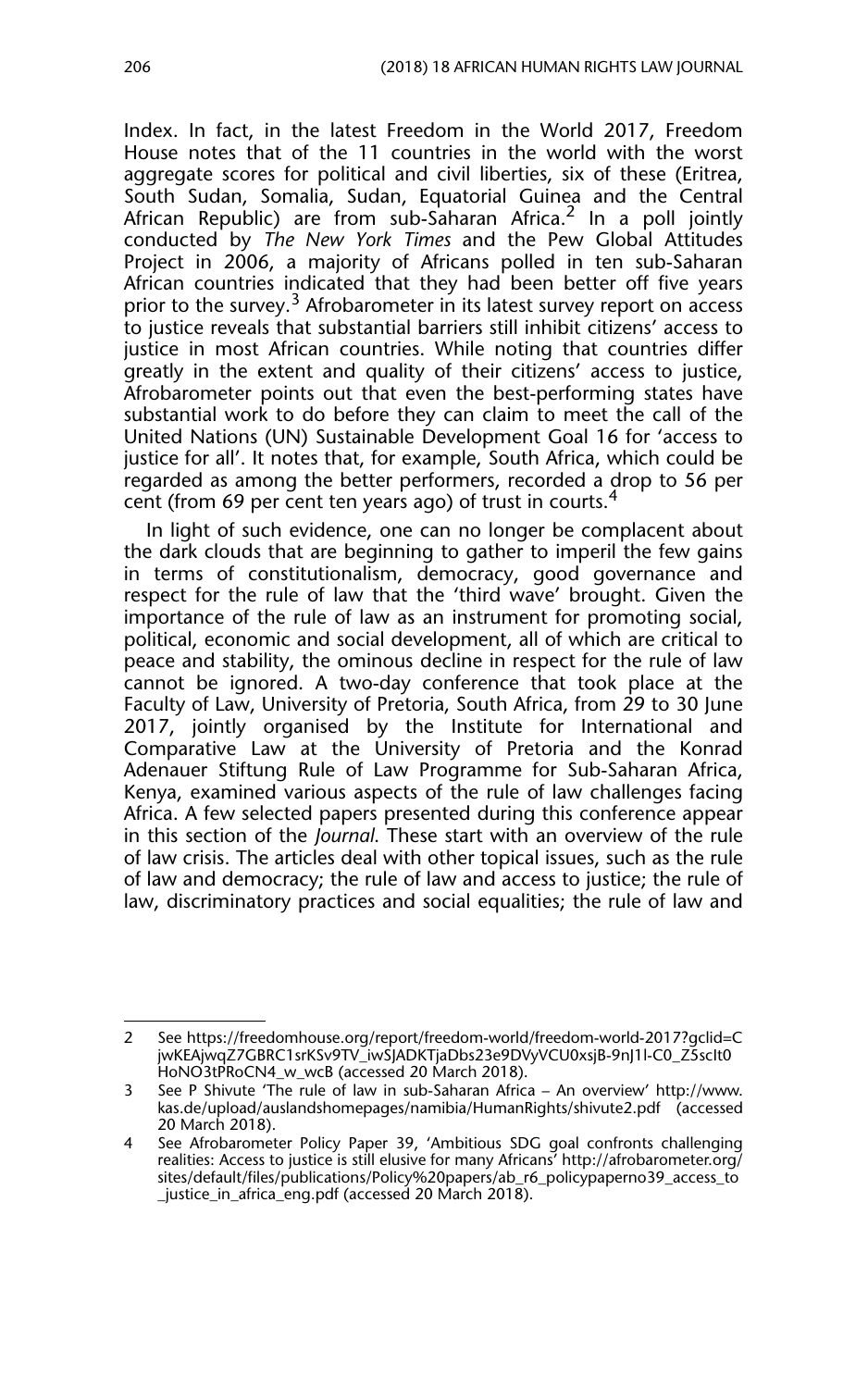Index. In fact, in the latest Freedom in the World 2017, Freedom House notes that of the 11 countries in the world with the worst aggregate scores for political and civil liberties, six of these (Eritrea, South Sudan, Somalia, Sudan, Equatorial Guinea and the Central African Republic) are from sub-Saharan Africa.[2] In a poll jointly conducted by *The New York Times* and the Pew Global Attitudes Project in 2006, a majority of Africans polled in ten sub-Saharan African countries indicated that they had been better off five years prior to the survey.[3] Afrobarometer in its latest survey report on access to justice reveals that substantial barriers still inhibit citizens' access to justice in most African countries. While noting that countries differ greatly in the extent and quality of their citizens' access to justice, Afrobarometer points out that even the best-performing states have substantial work to do before they can claim to meet the call of the United Nations (UN) Sustainable Development Goal 16 for 'access to justice for all'. It notes that, for example, South Africa, which could be regarded as among the better performers, recorded a drop to 56 per cent (from 69 per cent ten years ago) of trust in courts.[4]

In light of such evidence, one can no longer be complacent about the dark clouds that are beginning to gather to imperil the few gains in terms of constitutionalism, democracy, good governance and respect for the rule of law that the 'third wave' brought. Given the importance of the rule of law as an instrument for promoting social, political, economic and social development, all of which are critical to peace and stability, the ominous decline in respect for the rule of law cannot be ignored. A two-day conference that took place at the Faculty of Law, University of Pretoria, South Africa, from 29 to 30 June 2017, jointly organised by the Institute for International and Comparative Law at the University of Pretoria and the Konrad Adenauer Stiftung Rule of Law Programme for Sub-Saharan Africa, Kenya, examined various aspects of the rule of law challenges facing Africa. A few selected papers presented during this conference appear in this section of the *Journal*. These start with an overview of the rule of law crisis. The articles deal with other topical issues, such as the rule of law and democracy; the rule of law and access to justice; the rule of law, discriminatory practices and social equalities; the rule of law and

---

2 See https://freedomhouse.org/report/freedom-world/freedom-world-2017?gclid=CjwKEAjwqZ7GBRC1srKSv9TV_iwSJADKTjaDbs23e9DVyVCU0xsjB-9nJ1l-C0_Z5scIt0HoNO3tPRoCN4_w_wcB (accessed 20 March 2018).

3 See P Shivute 'The rule of law in sub-Saharan Africa – An overview' http://www.kas.de/upload/auslandshomepages/namibia/HumanRights/shivute2.pdf (accessed 20 March 2018).

4 See Afrobarometer Policy Paper 39, 'Ambitious SDG goal confronts challenging realities: Access to justice is still elusive for many Africans' http://afrobarometer.org/sites/default/files/publications/Policy%20papers/ab_r6_policypaperno39_access_to_justice_in_africa_eng.pdf (accessed 20 March 2018).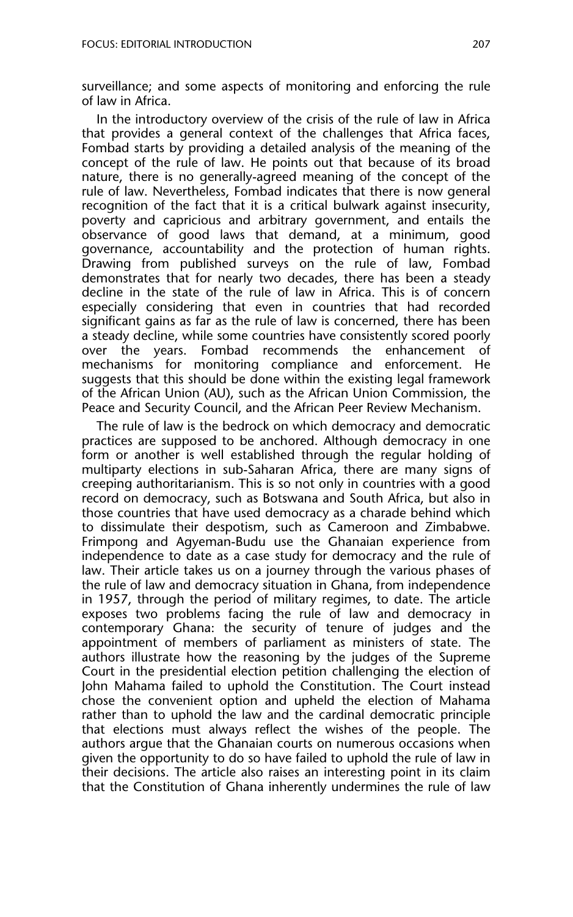surveillance; and some aspects of monitoring and enforcing the rule of law in Africa.

In the introductory overview of the crisis of the rule of law in Africa that provides a general context of the challenges that Africa faces, Fombad starts by providing a detailed analysis of the meaning of the concept of the rule of law. He points out that because of its broad nature, there is no generally-agreed meaning of the concept of the rule of law. Nevertheless, Fombad indicates that there is now general recognition of the fact that it is a critical bulwark against insecurity, poverty and capricious and arbitrary government, and entails the observance of good laws that demand, at a minimum, good governance, accountability and the protection of human rights. Drawing from published surveys on the rule of law, Fombad demonstrates that for nearly two decades, there has been a steady decline in the state of the rule of law in Africa. This is of concern especially considering that even in countries that had recorded significant gains as far as the rule of law is concerned, there has been a steady decline, while some countries have consistently scored poorly over the years. Fombad recommends the enhancement of mechanisms for monitoring compliance and enforcement. He suggests that this should be done within the existing legal framework of the African Union (AU), such as the African Union Commission, the Peace and Security Council, and the African Peer Review Mechanism.

The rule of law is the bedrock on which democracy and democratic practices are supposed to be anchored. Although democracy in one form or another is well established through the regular holding of multiparty elections in sub-Saharan Africa, there are many signs of creeping authoritarianism. This is so not only in countries with a good record on democracy, such as Botswana and South Africa, but also in those countries that have used democracy as a charade behind which to dissimulate their despotism, such as Cameroon and Zimbabwe. Frimpong and Agyeman-Budu use the Ghanaian experience from independence to date as a case study for democracy and the rule of law. Their article takes us on a journey through the various phases of the rule of law and democracy situation in Ghana, from independence in 1957, through the period of military regimes, to date. The article exposes two problems facing the rule of law and democracy in contemporary Ghana: the security of tenure of judges and the appointment of members of parliament as ministers of state. The authors illustrate how the reasoning by the judges of the Supreme Court in the presidential election petition challenging the election of John Mahama failed to uphold the Constitution. The Court instead chose the convenient option and upheld the election of Mahama rather than to uphold the law and the cardinal democratic principle that elections must always reflect the wishes of the people. The authors argue that the Ghanaian courts on numerous occasions when given the opportunity to do so have failed to uphold the rule of law in their decisions. The article also raises an interesting point in its claim that the Constitution of Ghana inherently undermines the rule of law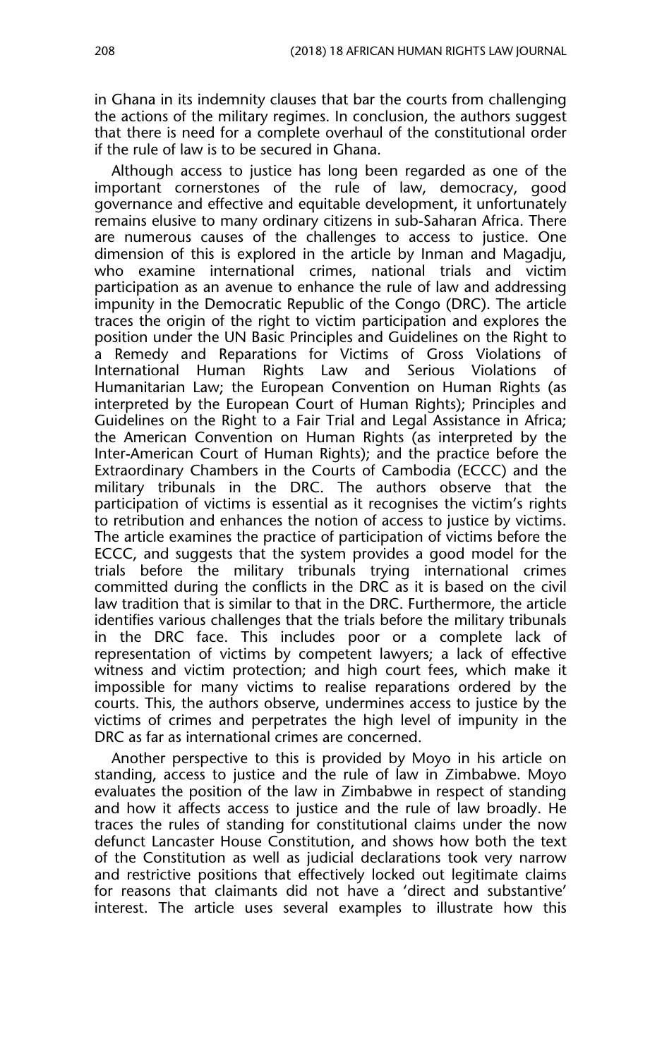in Ghana in its indemnity clauses that bar the courts from challenging the actions of the military regimes. In conclusion, the authors suggest that there is need for a complete overhaul of the constitutional order if the rule of law is to be secured in Ghana.

Although access to justice has long been regarded as one of the important cornerstones of the rule of law, democracy, good governance and effective and equitable development, it unfortunately remains elusive to many ordinary citizens in sub-Saharan Africa. There are numerous causes of the challenges to access to justice. One dimension of this is explored in the article by Inman and Magadju, who examine international crimes, national trials and victim participation as an avenue to enhance the rule of law and addressing impunity in the Democratic Republic of the Congo (DRC). The article traces the origin of the right to victim participation and explores the position under the UN Basic Principles and Guidelines on the Right to a Remedy and Reparations for Victims of Gross Violations of International Human Rights Law and Serious Violations of Humanitarian Law; the European Convention on Human Rights (as interpreted by the European Court of Human Rights); Principles and Guidelines on the Right to a Fair Trial and Legal Assistance in Africa; the American Convention on Human Rights (as interpreted by the Inter-American Court of Human Rights); and the practice before the Extraordinary Chambers in the Courts of Cambodia (ECCC) and the military tribunals in the DRC. The authors observe that the participation of victims is essential as it recognises the victim's rights to retribution and enhances the notion of access to justice by victims. The article examines the practice of participation of victims before the ECCC, and suggests that the system provides a good model for the trials before the military tribunals trying international crimes committed during the conflicts in the DRC as it is based on the civil law tradition that is similar to that in the DRC. Furthermore, the article identifies various challenges that the trials before the military tribunals in the DRC face. This includes poor or a complete lack of representation of victims by competent lawyers; a lack of effective witness and victim protection; and high court fees, which make it impossible for many victims to realise reparations ordered by the courts. This, the authors observe, undermines access to justice by the victims of crimes and perpetrates the high level of impunity in the DRC as far as international crimes are concerned.

Another perspective to this is provided by Moyo in his article on standing, access to justice and the rule of law in Zimbabwe. Moyo evaluates the position of the law in Zimbabwe in respect of standing and how it affects access to justice and the rule of law broadly. He traces the rules of standing for constitutional claims under the now defunct Lancaster House Constitution, and shows how both the text of the Constitution as well as judicial declarations took very narrow and restrictive positions that effectively locked out legitimate claims for reasons that claimants did not have a 'direct and substantive' interest. The article uses several examples to illustrate how this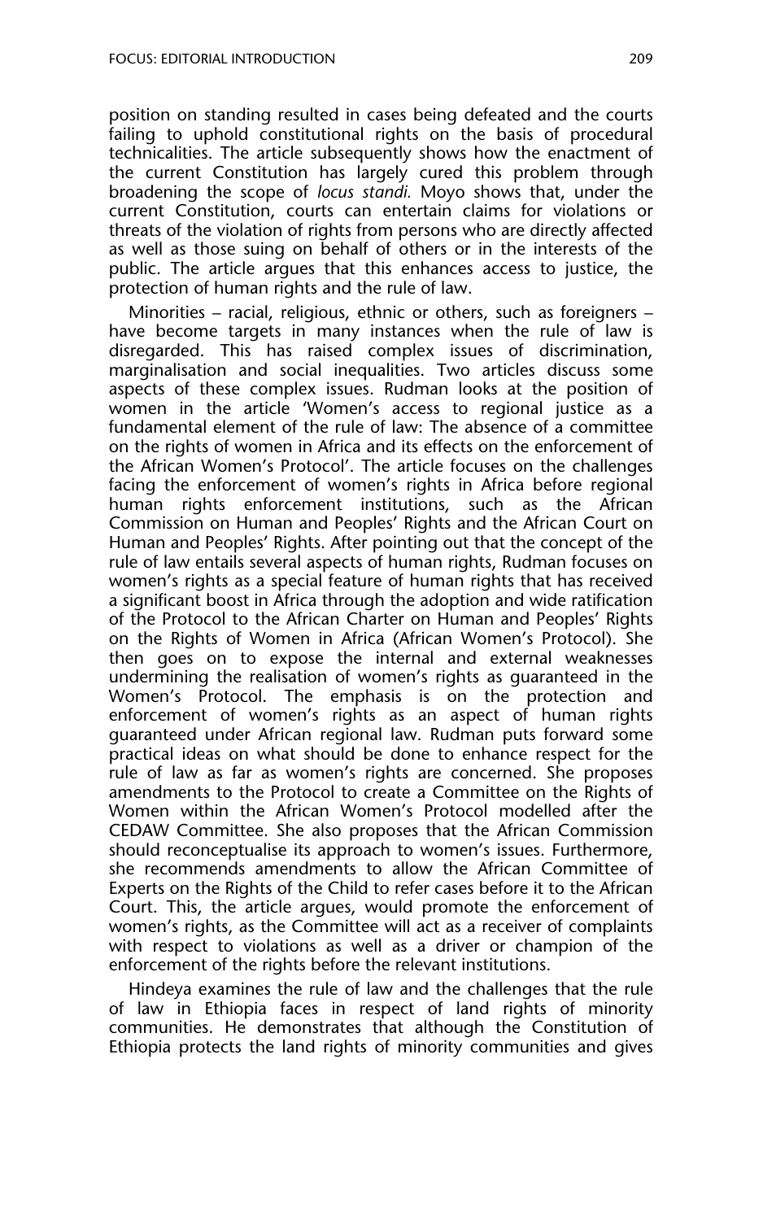position on standing resulted in cases being defeated and the courts failing to uphold constitutional rights on the basis of procedural technicalities. The article subsequently shows how the enactment of the current Constitution has largely cured this problem through broadening the scope of *locus standi.* Moyo shows that, under the current Constitution, courts can entertain claims for violations or threats of the violation of rights from persons who are directly affected as well as those suing on behalf of others or in the interests of the public. The article argues that this enhances access to justice, the protection of human rights and the rule of law.

Minorities – racial, religious, ethnic or others, such as foreigners – have become targets in many instances when the rule of law is disregarded. This has raised complex issues of discrimination, marginalisation and social inequalities. Two articles discuss some aspects of these complex issues. Rudman looks at the position of women in the article 'Women's access to regional justice as a fundamental element of the rule of law: The absence of a committee on the rights of women in Africa and its effects on the enforcement of the African Women's Protocol'. The article focuses on the challenges facing the enforcement of women's rights in Africa before regional human rights enforcement institutions, such as the African Commission on Human and Peoples' Rights and the African Court on Human and Peoples' Rights. After pointing out that the concept of the rule of law entails several aspects of human rights, Rudman focuses on women's rights as a special feature of human rights that has received a significant boost in Africa through the adoption and wide ratification of the Protocol to the African Charter on Human and Peoples' Rights on the Rights of Women in Africa (African Women's Protocol). She then goes on to expose the internal and external weaknesses undermining the realisation of women's rights as guaranteed in the Women's Protocol. The emphasis is on the protection and enforcement of women's rights as an aspect of human rights guaranteed under African regional law. Rudman puts forward some practical ideas on what should be done to enhance respect for the rule of law as far as women's rights are concerned. She proposes amendments to the Protocol to create a Committee on the Rights of Women within the African Women's Protocol modelled after the CEDAW Committee. She also proposes that the African Commission should reconceptualise its approach to women's issues. Furthermore, she recommends amendments to allow the African Committee of Experts on the Rights of the Child to refer cases before it to the African Court. This, the article argues, would promote the enforcement of women's rights, as the Committee will act as a receiver of complaints with respect to violations as well as a driver or champion of the enforcement of the rights before the relevant institutions.

Hindeya examines the rule of law and the challenges that the rule of law in Ethiopia faces in respect of land rights of minority communities. He demonstrates that although the Constitution of Ethiopia protects the land rights of minority communities and gives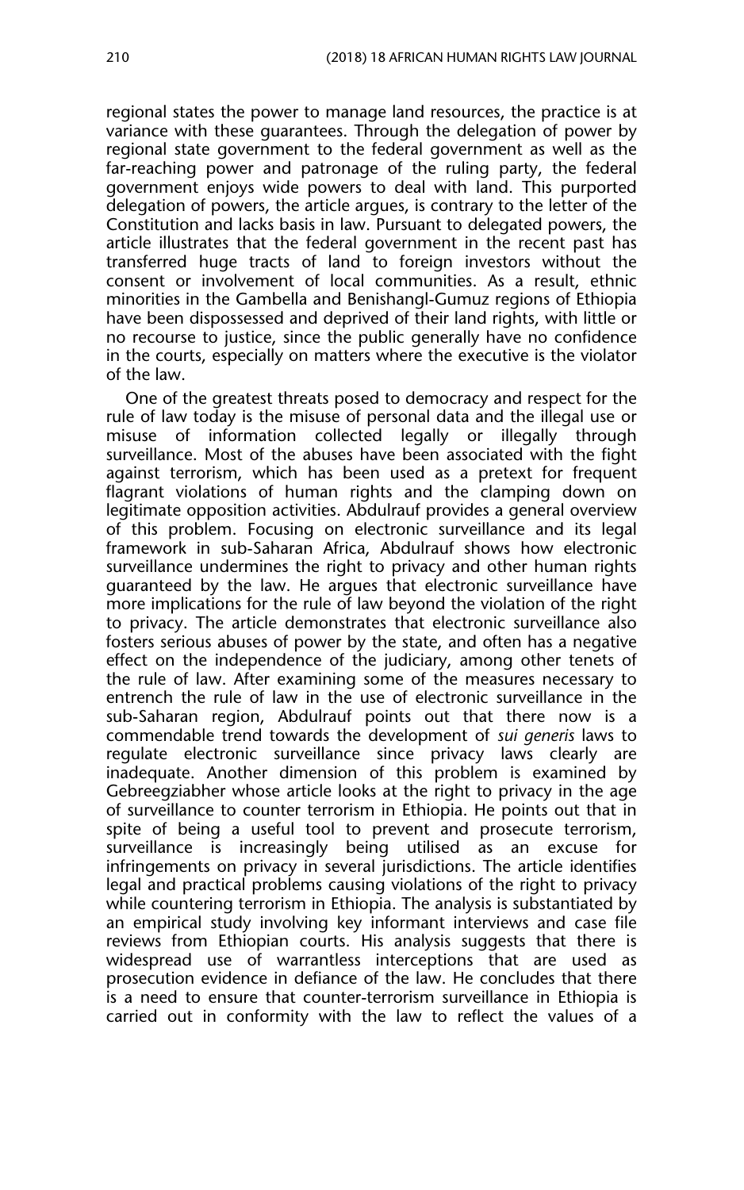regional states the power to manage land resources, the practice is at variance with these guarantees. Through the delegation of power by regional state government to the federal government as well as the far-reaching power and patronage of the ruling party, the federal government enjoys wide powers to deal with land. This purported delegation of powers, the article argues, is contrary to the letter of the Constitution and lacks basis in law. Pursuant to delegated powers, the article illustrates that the federal government in the recent past has transferred huge tracts of land to foreign investors without the consent or involvement of local communities. As a result, ethnic minorities in the Gambella and Benishangl-Gumuz regions of Ethiopia have been dispossessed and deprived of their land rights, with little or no recourse to justice, since the public generally have no confidence in the courts, especially on matters where the executive is the violator of the law.

One of the greatest threats posed to democracy and respect for the rule of law today is the misuse of personal data and the illegal use or misuse of information collected legally or illegally through surveillance. Most of the abuses have been associated with the fight against terrorism, which has been used as a pretext for frequent flagrant violations of human rights and the clamping down on legitimate opposition activities. Abdulrauf provides a general overview of this problem. Focusing on electronic surveillance and its legal framework in sub-Saharan Africa, Abdulrauf shows how electronic surveillance undermines the right to privacy and other human rights guaranteed by the law. He argues that electronic surveillance have more implications for the rule of law beyond the violation of the right to privacy. The article demonstrates that electronic surveillance also fosters serious abuses of power by the state, and often has a negative effect on the independence of the judiciary, among other tenets of the rule of law. After examining some of the measures necessary to entrench the rule of law in the use of electronic surveillance in the sub-Saharan region, Abdulrauf points out that there now is a commendable trend towards the development of *sui generis* laws to regulate electronic surveillance since privacy laws clearly are inadequate. Another dimension of this problem is examined by Gebreegziabher whose article looks at the right to privacy in the age of surveillance to counter terrorism in Ethiopia. He points out that in spite of being a useful tool to prevent and prosecute terrorism, surveillance is increasingly being utilised as an excuse for infringements on privacy in several jurisdictions. The article identifies legal and practical problems causing violations of the right to privacy while countering terrorism in Ethiopia. The analysis is substantiated by an empirical study involving key informant interviews and case file reviews from Ethiopian courts. His analysis suggests that there is widespread use of warrantless interceptions that are used as prosecution evidence in defiance of the law. He concludes that there is a need to ensure that counter-terrorism surveillance in Ethiopia is carried out in conformity with the law to reflect the values of a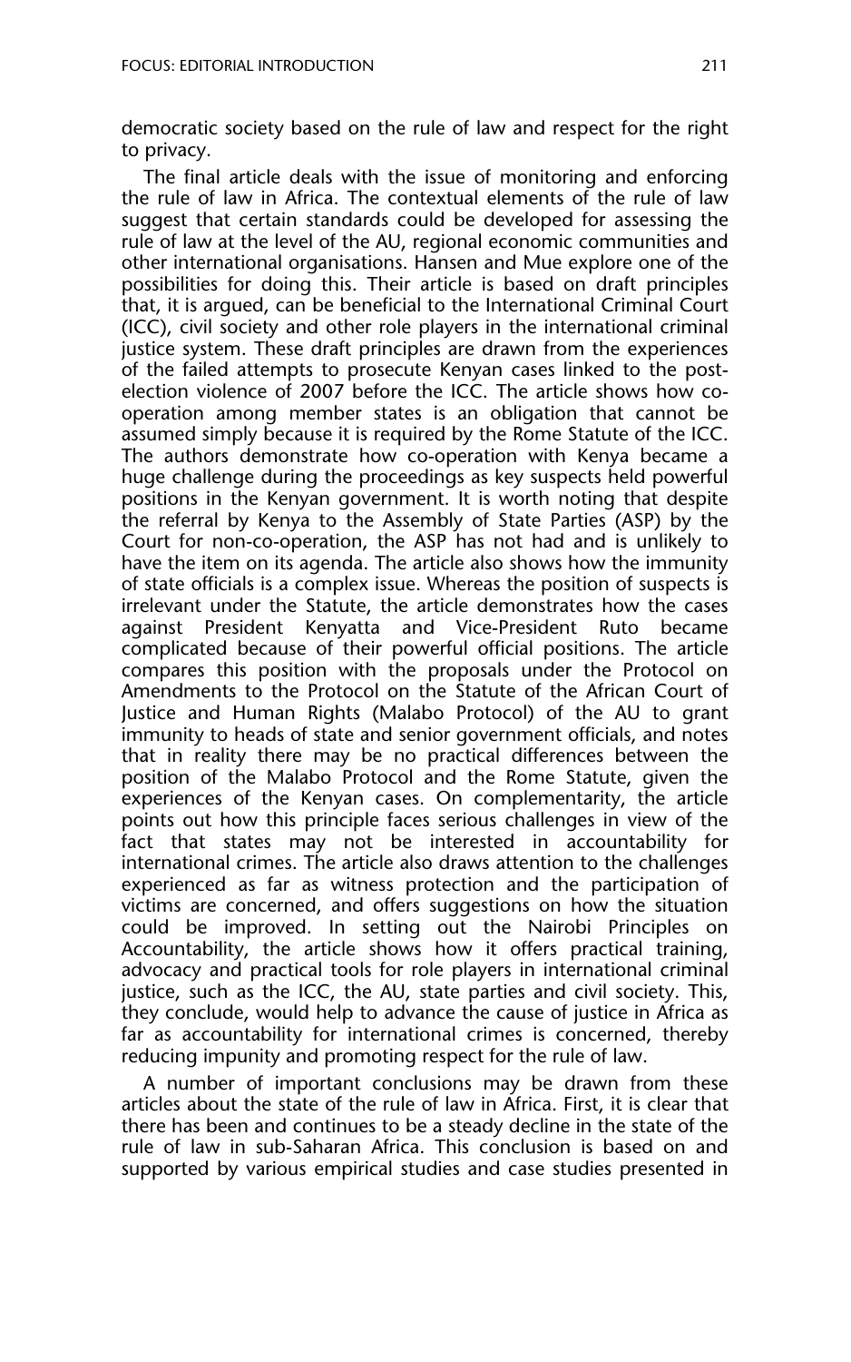democratic society based on the rule of law and respect for the right to privacy.

The final article deals with the issue of monitoring and enforcing the rule of law in Africa. The contextual elements of the rule of law suggest that certain standards could be developed for assessing the rule of law at the level of the AU, regional economic communities and other international organisations. Hansen and Mue explore one of the possibilities for doing this. Their article is based on draft principles that, it is argued, can be beneficial to the International Criminal Court (ICC), civil society and other role players in the international criminal justice system. These draft principles are drawn from the experiences of the failed attempts to prosecute Kenyan cases linked to the post-election violence of 2007 before the ICC. The article shows how co-operation among member states is an obligation that cannot be assumed simply because it is required by the Rome Statute of the ICC. The authors demonstrate how co-operation with Kenya became a huge challenge during the proceedings as key suspects held powerful positions in the Kenyan government. It is worth noting that despite the referral by Kenya to the Assembly of State Parties (ASP) by the Court for non-co-operation, the ASP has not had and is unlikely to have the item on its agenda. The article also shows how the immunity of state officials is a complex issue. Whereas the position of suspects is irrelevant under the Statute, the article demonstrates how the cases against President Kenyatta and Vice-President Ruto became complicated because of their powerful official positions. The article compares this position with the proposals under the Protocol on Amendments to the Protocol on the Statute of the African Court of Justice and Human Rights (Malabo Protocol) of the AU to grant immunity to heads of state and senior government officials, and notes that in reality there may be no practical differences between the position of the Malabo Protocol and the Rome Statute, given the experiences of the Kenyan cases. On complementarity, the article points out how this principle faces serious challenges in view of the fact that states may not be interested in accountability for international crimes. The article also draws attention to the challenges experienced as far as witness protection and the participation of victims are concerned, and offers suggestions on how the situation could be improved. In setting out the Nairobi Principles on Accountability, the article shows how it offers practical training, advocacy and practical tools for role players in international criminal justice, such as the ICC, the AU, state parties and civil society. This, they conclude, would help to advance the cause of justice in Africa as far as accountability for international crimes is concerned, thereby reducing impunity and promoting respect for the rule of law.

A number of important conclusions may be drawn from these articles about the state of the rule of law in Africa. First, it is clear that there has been and continues to be a steady decline in the state of the rule of law in sub-Saharan Africa. This conclusion is based on and supported by various empirical studies and case studies presented in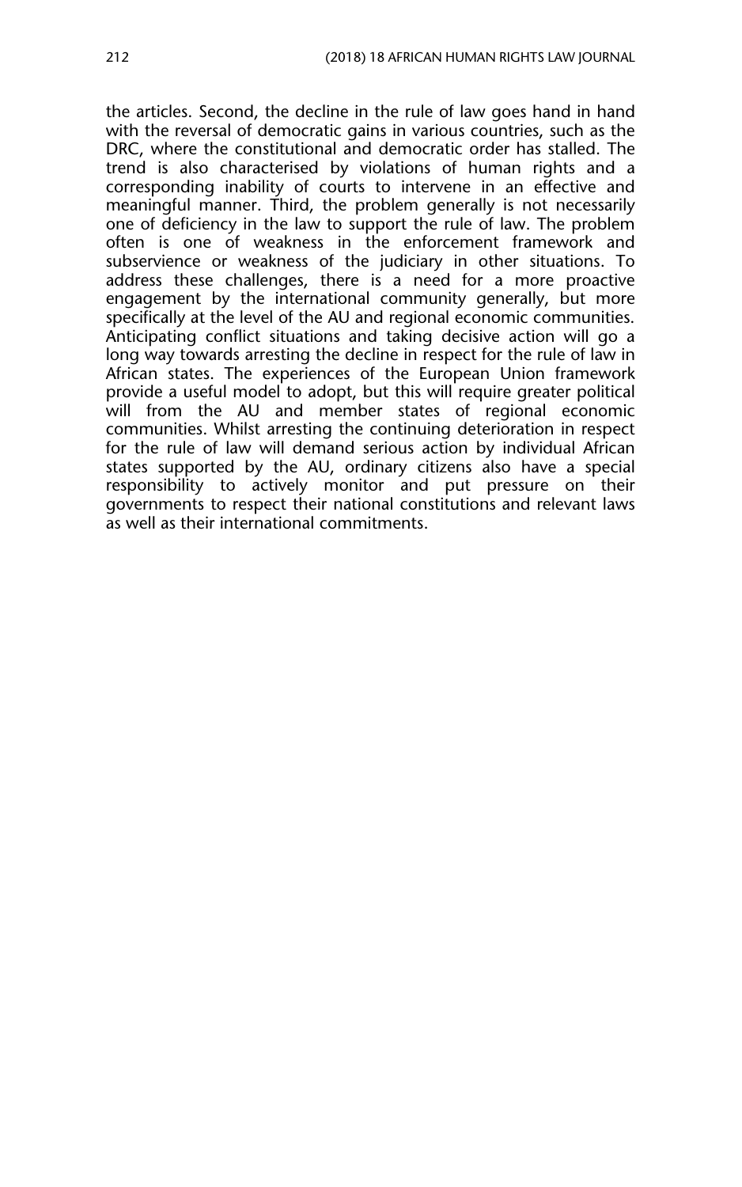the articles. Second, the decline in the rule of law goes hand in hand with the reversal of democratic gains in various countries, such as the DRC, where the constitutional and democratic order has stalled. The trend is also characterised by violations of human rights and a corresponding inability of courts to intervene in an effective and meaningful manner. Third, the problem generally is not necessarily one of deficiency in the law to support the rule of law. The problem often is one of weakness in the enforcement framework and subservience or weakness of the judiciary in other situations. To address these challenges, there is a need for a more proactive engagement by the international community generally, but more specifically at the level of the AU and regional economic communities. Anticipating conflict situations and taking decisive action will go a long way towards arresting the decline in respect for the rule of law in African states. The experiences of the European Union framework provide a useful model to adopt, but this will require greater political will from the AU and member states of regional economic communities. Whilst arresting the continuing deterioration in respect for the rule of law will demand serious action by individual African states supported by the AU, ordinary citizens also have a special responsibility to actively monitor and put pressure on their governments to respect their national constitutions and relevant laws as well as their international commitments.